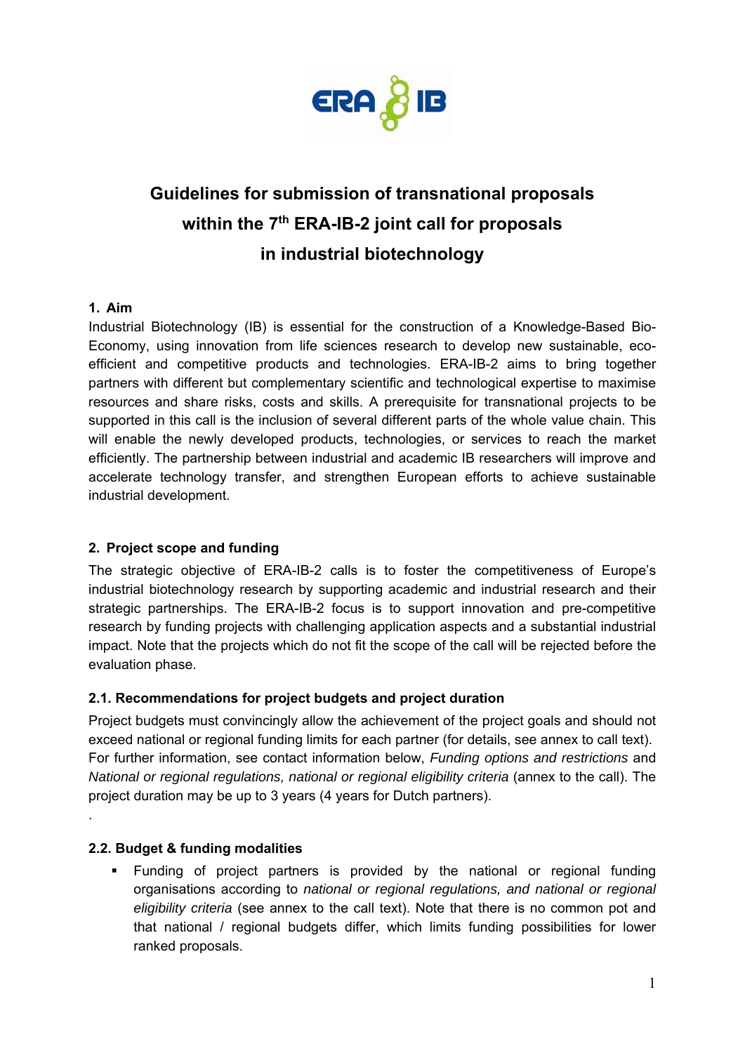# Guidelines for submission of transnational proposals within the 7th ERA-IB-2 joint call for proposals in industrial biotechnology

## 1. Aim

Industrial Biotechnology (IB) is essential for the construction of a Knowledge-Based Bio-Economy, using innovation from life sciences research to develop new sustainable, eco-efficient and competitive products and technologies. ERA-IB-2 aims to bring together partners with different but complementary scientific and technological expertise to maximise resources and share risks, costs and skills. A prerequisite for transnational projects to be supported in this call is the inclusion of several different parts of the whole value chain. This will enable the newly developed products, technologies, or services to reach the market efficiently. The partnership between industrial and academic IB researchers will improve and accelerate technology transfer, and strengthen European efforts to achieve sustainable industrial development.

## 2. Project scope and funding

The strategic objective of ERA-IB-2 calls is to foster the competitiveness of Europe's industrial biotechnology research by supporting academic and industrial research and their strategic partnerships. The ERA-IB-2 focus is to support innovation and pre-competitive research by funding projects with challenging application aspects and a substantial industrial impact. Note that the projects which do not fit the scope of the call will be rejected before the evaluation phase.

### 2.1. Recommendations for project budgets and project duration

Project budgets must convincingly allow the achievement of the project goals and should not exceed national or regional funding limits for each partner (for details, see annex to call text). For further information, see contact information below, *Funding options and restrictions* and *National or regional regulations, national or regional eligibility criteria* (annex to the call). The project duration may be up to 3 years (4 years for Dutch partners).

.

### 2.2. Budget & funding modalities

- Funding of project partners is provided by the national or regional funding organisations according to *national or regional regulations, and national or regional eligibility criteria* (see annex to the call text). Note that there is no common pot and that national / regional budgets differ, which limits funding possibilities for lower ranked proposals.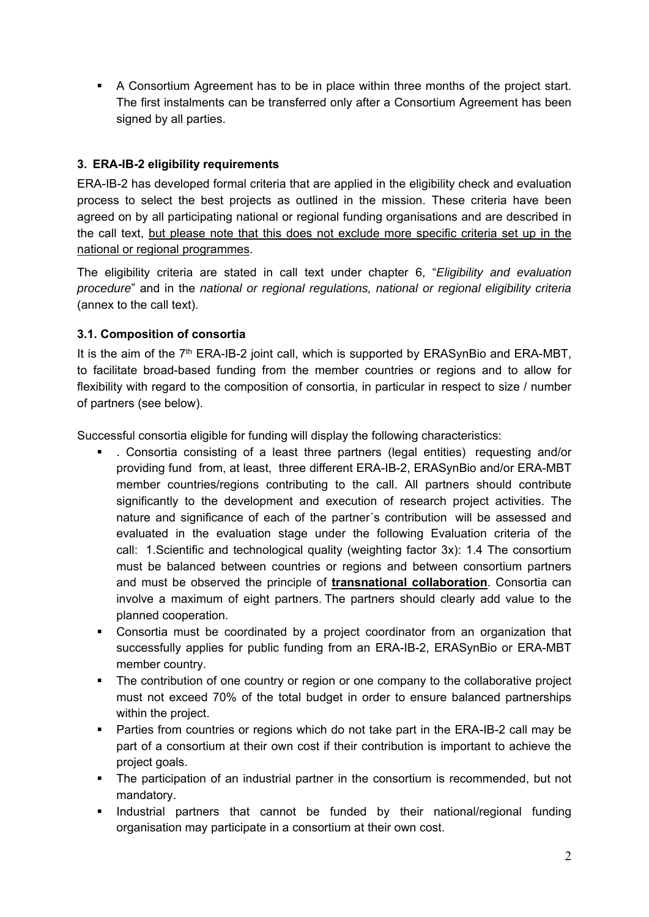- A Consortium Agreement has to be in place within three months of the project start. The first instalments can be transferred only after a Consortium Agreement has been signed by all parties.

## 3. ERA-IB-2 eligibility requirements

ERA-IB-2 has developed formal criteria that are applied in the eligibility check and evaluation process to select the best projects as outlined in the mission. These criteria have been agreed on by all participating national or regional funding organisations and are described in the call text, <u>but please note that this does not exclude more specific criteria set up in the national or regional programmes</u>.

The eligibility criteria are stated in call text under chapter 6, "*Eligibility and evaluation procedure*" and in the *national or regional regulations, national or regional eligibility criteria* (annex to the call text).

### 3.1. Composition of consortia

It is the aim of the 7th ERA-IB-2 joint call, which is supported by ERASynBio and ERA-MBT, to facilitate broad-based funding from the member countries or regions and to allow for flexibility with regard to the composition of consortia, in particular in respect to size / number of partners (see below).

Successful consortia eligible for funding will display the following characteristics:

- . Consortia consisting of a least three partners (legal entities) requesting and/or providing fund from, at least, three different ERA-IB-2, ERASynBio and/or ERA-MBT member countries/regions contributing to the call. All partners should contribute significantly to the development and execution of research project activities. The nature and significance of each of the partner´s contribution will be assessed and evaluated in the evaluation stage under the following Evaluation criteria of the call: 1.Scientific and technological quality (weighting factor 3x): 1.4 The consortium must be balanced between countries or regions and between consortium partners and must be observed the principle of **<u>transnational collaboration</u>**. Consortia can involve a maximum of eight partners. The partners should clearly add value to the planned cooperation.
- Consortia must be coordinated by a project coordinator from an organization that successfully applies for public funding from an ERA-IB-2, ERASynBio or ERA-MBT member country.
- The contribution of one country or region or one company to the collaborative project must not exceed 70% of the total budget in order to ensure balanced partnerships within the project.
- Parties from countries or regions which do not take part in the ERA-IB-2 call may be part of a consortium at their own cost if their contribution is important to achieve the project goals.
- The participation of an industrial partner in the consortium is recommended, but not mandatory.
- Industrial partners that cannot be funded by their national/regional funding organisation may participate in a consortium at their own cost.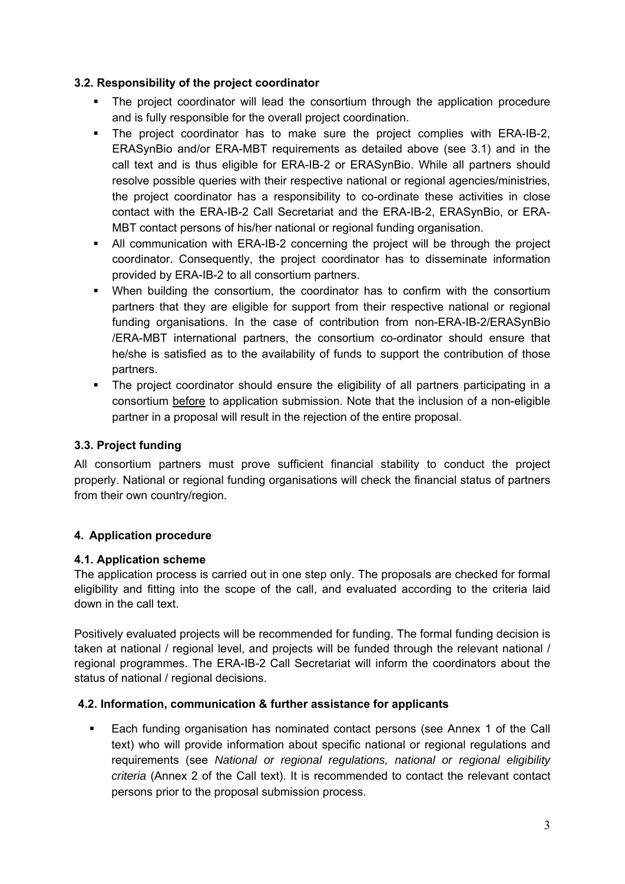### 3.2. Responsibility of the project coordinator

- The project coordinator will lead the consortium through the application procedure and is fully responsible for the overall project coordination.
- The project coordinator has to make sure the project complies with ERA-IB-2, ERASynBio and/or ERA-MBT requirements as detailed above (see 3.1) and in the call text and is thus eligible for ERA-IB-2 or ERASynBio. While all partners should resolve possible queries with their respective national or regional agencies/ministries, the project coordinator has a responsibility to co-ordinate these activities in close contact with the ERA-IB-2 Call Secretariat and the ERA-IB-2, ERASynBio, or ERA-MBT contact persons of his/her national or regional funding organisation.
- All communication with ERA-IB-2 concerning the project will be through the project coordinator. Consequently, the project coordinator has to disseminate information provided by ERA-IB-2 to all consortium partners.
- When building the consortium, the coordinator has to confirm with the consortium partners that they are eligible for support from their respective national or regional funding organisations. In the case of contribution from non-ERA-IB-2/ERASynBio /ERA-MBT international partners, the consortium co-ordinator should ensure that he/she is satisfied as to the availability of funds to support the contribution of those partners.
- The project coordinator should ensure the eligibility of all partners participating in a consortium <u>before</u> to application submission. Note that the inclusion of a non-eligible partner in a proposal will result in the rejection of the entire proposal.

### 3.3. Project funding

All consortium partners must prove sufficient financial stability to conduct the project properly. National or regional funding organisations will check the financial status of partners from their own country/region.

## 4. Application procedure

### 4.1. Application scheme

The application process is carried out in one step only. The proposals are checked for formal eligibility and fitting into the scope of the call, and evaluated according to the criteria laid down in the call text.

Positively evaluated projects will be recommended for funding. The formal funding decision is taken at national / regional level, and projects will be funded through the relevant national / regional programmes. The ERA-IB-2 Call Secretariat will inform the coordinators about the status of national / regional decisions.

### 4.2. Information, communication & further assistance for applicants

- Each funding organisation has nominated contact persons (see Annex 1 of the Call text) who will provide information about specific national or regional regulations and requirements (see *National or regional regulations, national or regional eligibility criteria* (Annex 2 of the Call text). It is recommended to contact the relevant contact persons prior to the proposal submission process.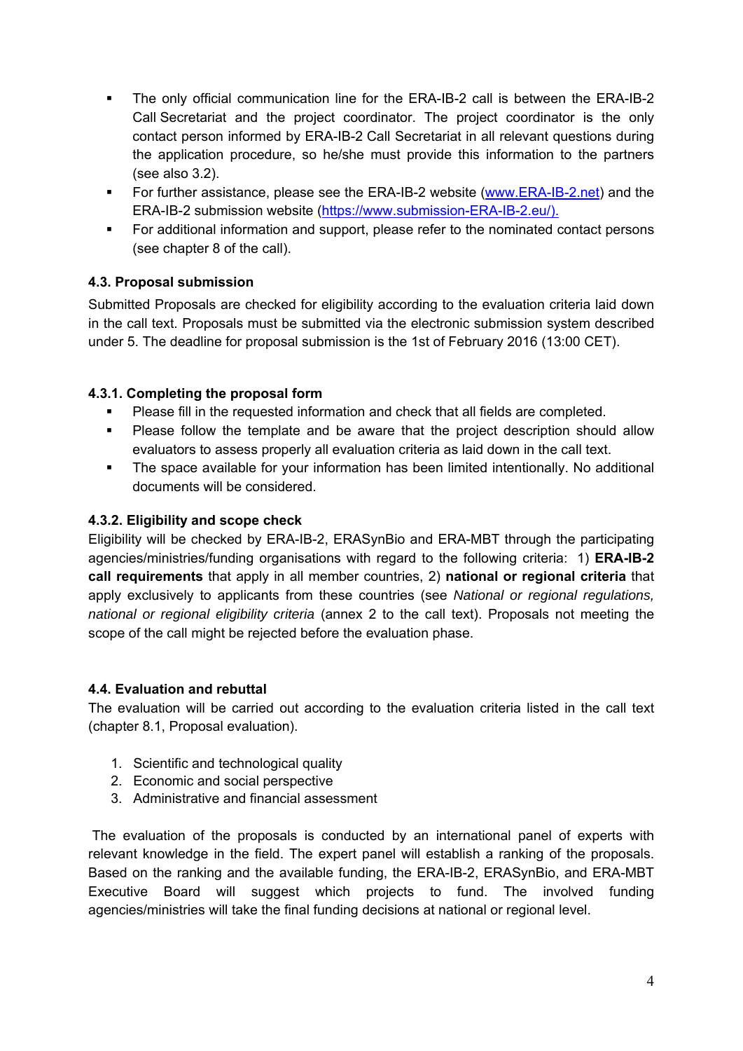- The only official communication line for the ERA-IB-2 call is between the ERA-IB-2 Call Secretariat and the project coordinator. The project coordinator is the only contact person informed by ERA-IB-2 Call Secretariat in all relevant questions during the application procedure, so he/she must provide this information to the partners (see also 3.2).
- For further assistance, please see the ERA-IB-2 website (www.ERA-IB-2.net) and the ERA-IB-2 submission website (https://www.submission-ERA-IB-2.eu/).
- For additional information and support, please refer to the nominated contact persons (see chapter 8 of the call).

### 4.3. Proposal submission

Submitted Proposals are checked for eligibility according to the evaluation criteria laid down in the call text. Proposals must be submitted via the electronic submission system described under 5. The deadline for proposal submission is the 1st of February 2016 (13:00 CET).

#### 4.3.1. Completing the proposal form

- Please fill in the requested information and check that all fields are completed.
- Please follow the template and be aware that the project description should allow evaluators to assess properly all evaluation criteria as laid down in the call text.
- The space available for your information has been limited intentionally. No additional documents will be considered.

#### 4.3.2. Eligibility and scope check

Eligibility will be checked by ERA-IB-2, ERASynBio and ERA-MBT through the participating agencies/ministries/funding organisations with regard to the following criteria: 1) **ERA-IB-2 call requirements** that apply in all member countries, 2) **national or regional criteria** that apply exclusively to applicants from these countries (see *National or regional regulations, national or regional eligibility criteria* (annex 2 to the call text). Proposals not meeting the scope of the call might be rejected before the evaluation phase.

### 4.4. Evaluation and rebuttal

The evaluation will be carried out according to the evaluation criteria listed in the call text (chapter 8.1, Proposal evaluation).

1. Scientific and technological quality
2. Economic and social perspective
3. Administrative and financial assessment

The evaluation of the proposals is conducted by an international panel of experts with relevant knowledge in the field. The expert panel will establish a ranking of the proposals. Based on the ranking and the available funding, the ERA-IB-2, ERASynBio, and ERA-MBT Executive Board will suggest which projects to fund. The involved funding agencies/ministries will take the final funding decisions at national or regional level.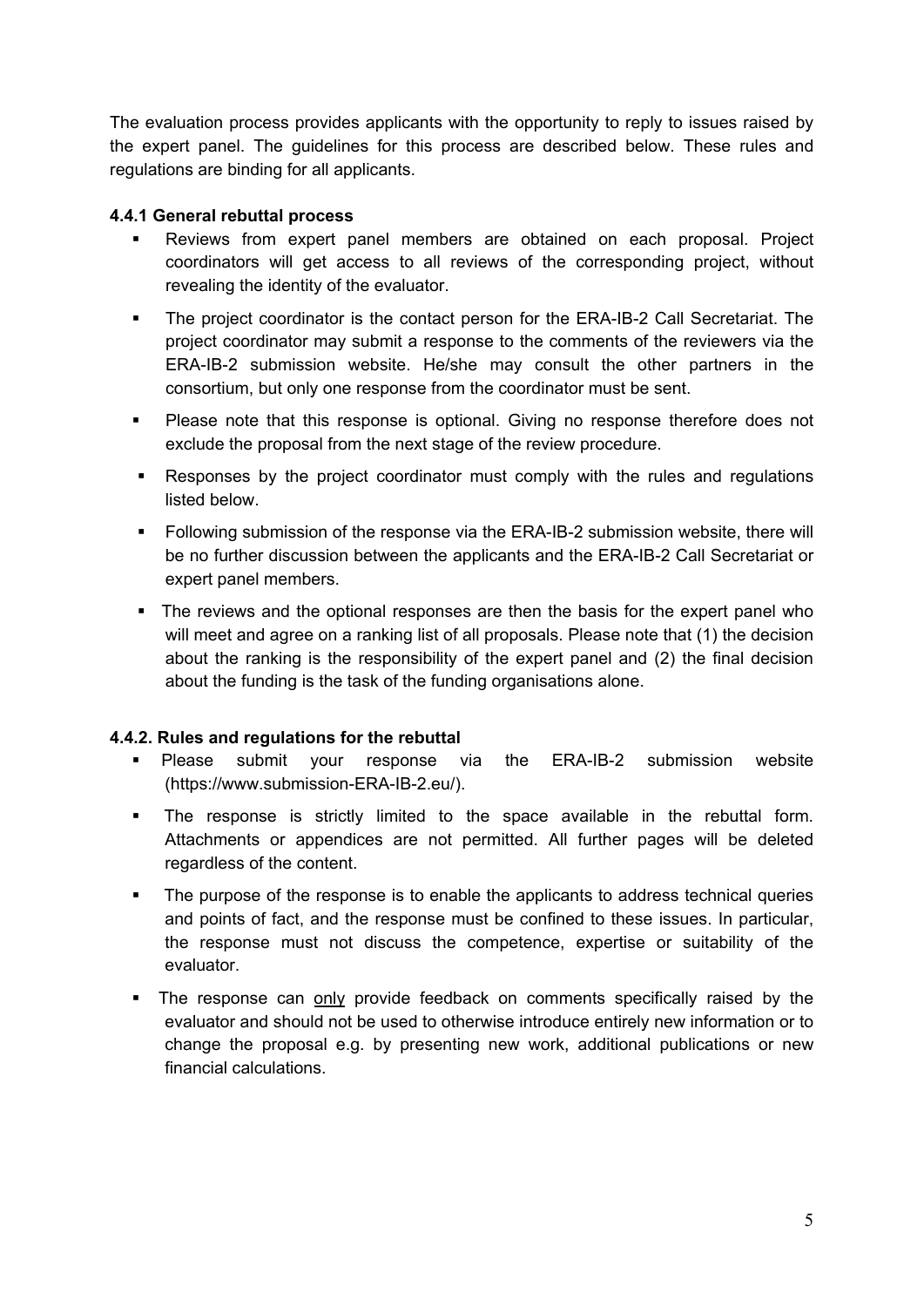The evaluation process provides applicants with the opportunity to reply to issues raised by the expert panel. The guidelines for this process are described below. These rules and regulations are binding for all applicants.

#### 4.4.1 General rebuttal process

- Reviews from expert panel members are obtained on each proposal. Project coordinators will get access to all reviews of the corresponding project, without revealing the identity of the evaluator.
- The project coordinator is the contact person for the ERA-IB-2 Call Secretariat. The project coordinator may submit a response to the comments of the reviewers via the ERA-IB-2 submission website. He/she may consult the other partners in the consortium, but only one response from the coordinator must be sent.
- Please note that this response is optional. Giving no response therefore does not exclude the proposal from the next stage of the review procedure.
- Responses by the project coordinator must comply with the rules and regulations listed below.
- Following submission of the response via the ERA-IB-2 submission website, there will be no further discussion between the applicants and the ERA-IB-2 Call Secretariat or expert panel members.
- The reviews and the optional responses are then the basis for the expert panel who will meet and agree on a ranking list of all proposals. Please note that (1) the decision about the ranking is the responsibility of the expert panel and (2) the final decision about the funding is the task of the funding organisations alone.

#### 4.4.2. Rules and regulations for the rebuttal

- Please submit your response via the ERA-IB-2 submission website (https://www.submission-ERA-IB-2.eu/).
- The response is strictly limited to the space available in the rebuttal form. Attachments or appendices are not permitted. All further pages will be deleted regardless of the content.
- The purpose of the response is to enable the applicants to address technical queries and points of fact, and the response must be confined to these issues. In particular, the response must not discuss the competence, expertise or suitability of the evaluator.
- The response can <u>only</u> provide feedback on comments specifically raised by the evaluator and should not be used to otherwise introduce entirely new information or to change the proposal e.g. by presenting new work, additional publications or new financial calculations.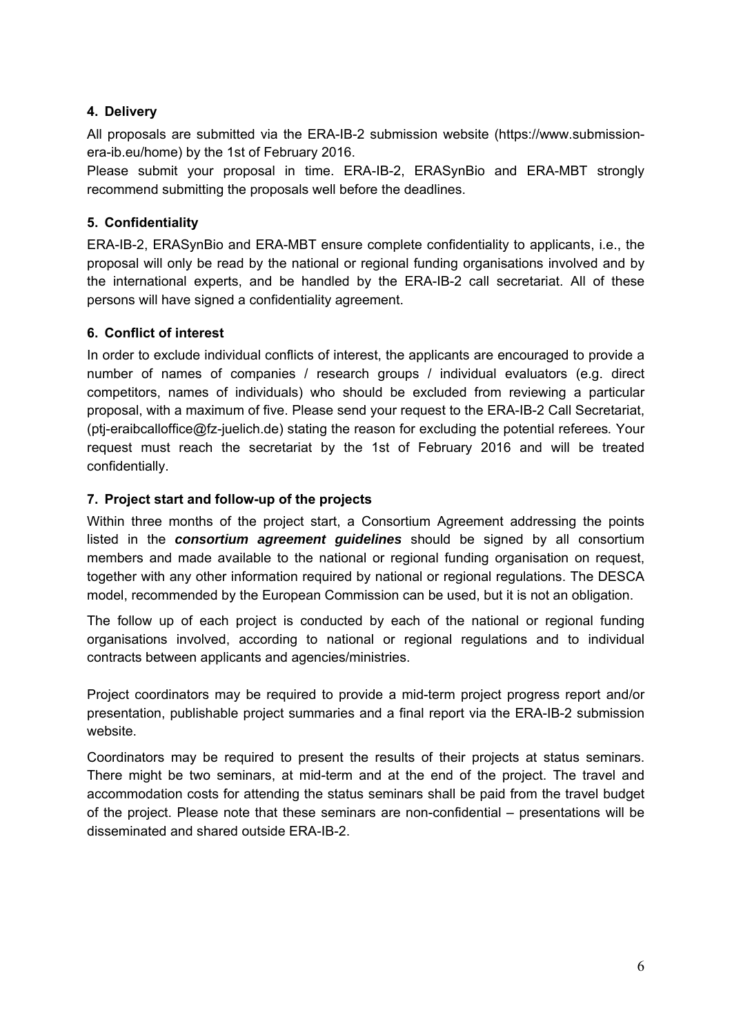## 4. Delivery

All proposals are submitted via the ERA-IB-2 submission website (https://www.submission-era-ib.eu/home) by the 1st of February 2016.

Please submit your proposal in time. ERA-IB-2, ERASynBio and ERA-MBT strongly recommend submitting the proposals well before the deadlines.

## 5. Confidentiality

ERA-IB-2, ERASynBio and ERA-MBT ensure complete confidentiality to applicants, i.e., the proposal will only be read by the national or regional funding organisations involved and by the international experts, and be handled by the ERA-IB-2 call secretariat. All of these persons will have signed a confidentiality agreement.

## 6. Conflict of interest

In order to exclude individual conflicts of interest, the applicants are encouraged to provide a number of names of companies / research groups / individual evaluators (e.g. direct competitors, names of individuals) who should be excluded from reviewing a particular proposal, with a maximum of five. Please send your request to the ERA-IB-2 Call Secretariat, (ptj-eraibcalloffice@fz-juelich.de) stating the reason for excluding the potential referees. Your request must reach the secretariat by the 1st of February 2016 and will be treated confidentially.

## 7. Project start and follow-up of the projects

Within three months of the project start, a Consortium Agreement addressing the points listed in the ***consortium agreement guidelines*** should be signed by all consortium members and made available to the national or regional funding organisation on request, together with any other information required by national or regional regulations. The DESCA model, recommended by the European Commission can be used, but it is not an obligation.

The follow up of each project is conducted by each of the national or regional funding organisations involved, according to national or regional regulations and to individual contracts between applicants and agencies/ministries.

Project coordinators may be required to provide a mid-term project progress report and/or presentation, publishable project summaries and a final report via the ERA-IB-2 submission website.

Coordinators may be required to present the results of their projects at status seminars. There might be two seminars, at mid-term and at the end of the project. The travel and accommodation costs for attending the status seminars shall be paid from the travel budget of the project. Please note that these seminars are non-confidential – presentations will be disseminated and shared outside ERA-IB-2.